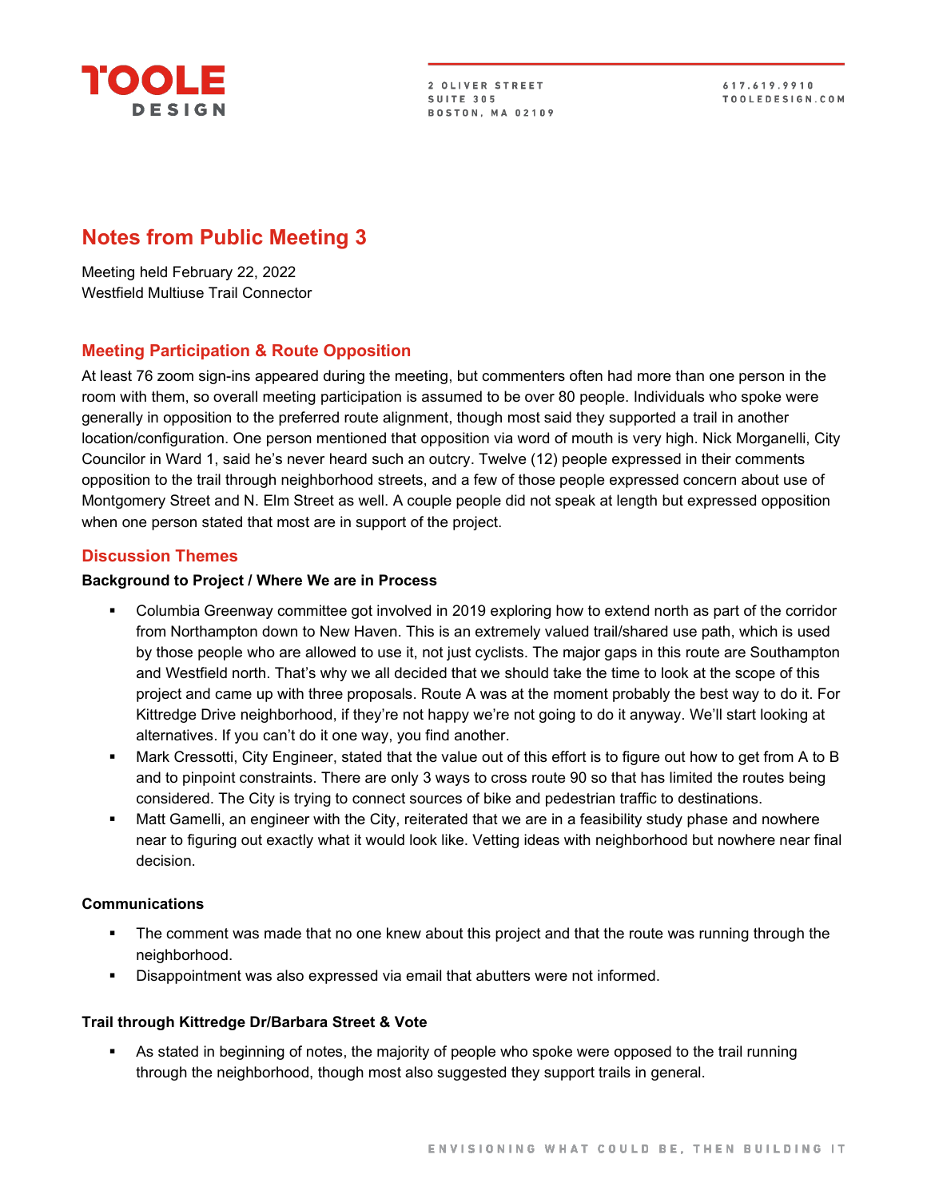# Notes from Public Meeting 3

Meeting held February 22, 2022
Westfield Multiuse Trail Connector

## Meeting Participation & Route Opposition

At least 76 zoom sign-ins appeared during the meeting, but commenters often had more than one person in the room with them, so overall meeting participation is assumed to be over 80 people. Individuals who spoke were generally in opposition to the preferred route alignment, though most said they supported a trail in another location/configuration. One person mentioned that opposition via word of mouth is very high. Nick Morganelli, City Councilor in Ward 1, said he's never heard such an outcry. Twelve (12) people expressed in their comments opposition to the trail through neighborhood streets, and a few of those people expressed concern about use of Montgomery Street and N. Elm Street as well. A couple people did not speak at length but expressed opposition when one person stated that most are in support of the project.

## Discussion Themes

### Background to Project / Where We are in Process

- Columbia Greenway committee got involved in 2019 exploring how to extend north as part of the corridor from Northampton down to New Haven. This is an extremely valued trail/shared use path, which is used by those people who are allowed to use it, not just cyclists. The major gaps in this route are Southampton and Westfield north. That's why we all decided that we should take the time to look at the scope of this project and came up with three proposals. Route A was at the moment probably the best way to do it. For Kittredge Drive neighborhood, if they're not happy we're not going to do it anyway. We'll start looking at alternatives. If you can't do it one way, you find another.
- Mark Cressotti, City Engineer, stated that the value out of this effort is to figure out how to get from A to B and to pinpoint constraints. There are only 3 ways to cross route 90 so that has limited the routes being considered. The City is trying to connect sources of bike and pedestrian traffic to destinations.
- Matt Gamelli, an engineer with the City, reiterated that we are in a feasibility study phase and nowhere near to figuring out exactly what it would look like. Vetting ideas with neighborhood but nowhere near final decision.

### Communications

- The comment was made that no one knew about this project and that the route was running through the neighborhood.
- Disappointment was also expressed via email that abutters were not informed.

### Trail through Kittredge Dr/Barbara Street & Vote

- As stated in beginning of notes, the majority of people who spoke were opposed to the trail running through the neighborhood, though most also suggested they support trails in general.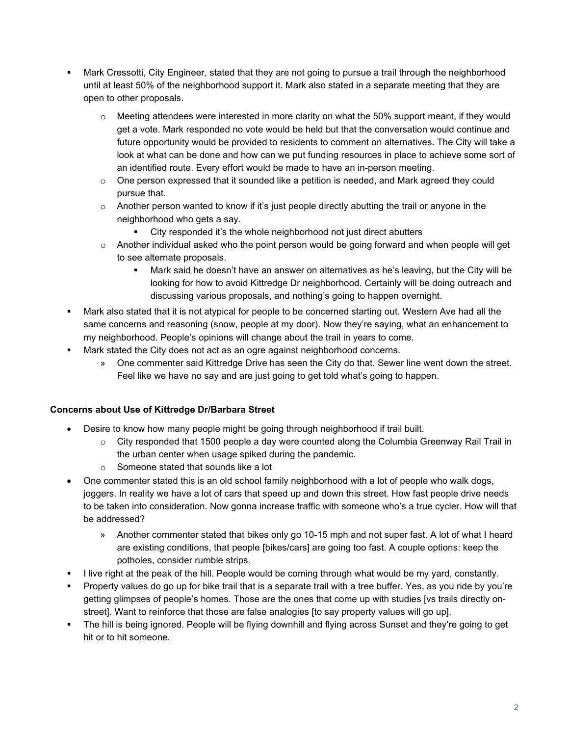- Mark Cressotti, City Engineer, stated that they are not going to pursue a trail through the neighborhood until at least 50% of the neighborhood support it. Mark also stated in a separate meeting that they are open to other proposals.
  - Meeting attendees were interested in more clarity on what the 50% support meant, if they would get a vote. Mark responded no vote would be held but that the conversation would continue and future opportunity would be provided to residents to comment on alternatives. The City will take a look at what can be done and how can we put funding resources in place to achieve some sort of an identified route. Every effort would be made to have an in-person meeting.
  - One person expressed that it sounded like a petition is needed, and Mark agreed they could pursue that.
  - Another person wanted to know if it's just people directly abutting the trail or anyone in the neighborhood who gets a say.
    - City responded it's the whole neighborhood not just direct abutters
  - Another individual asked who the point person would be going forward and when people will get to see alternate proposals.
    - Mark said he doesn't have an answer on alternatives as he's leaving, but the City will be looking for how to avoid Kittredge Dr neighborhood. Certainly will be doing outreach and discussing various proposals, and nothing's going to happen overnight.
- Mark also stated that it is not atypical for people to be concerned starting out. Western Ave had all the same concerns and reasoning (snow, people at my door). Now they're saying, what an enhancement to my neighborhood. People's opinions will change about the trail in years to come.
- Mark stated the City does not act as an ogre against neighborhood concerns.
  - » One commenter said Kittredge Drive has seen the City do that. Sewer line went down the street. Feel like we have no say and are just going to get told what's going to happen.

**Concerns about Use of Kittredge Dr/Barbara Street**

- Desire to know how many people might be going through neighborhood if trail built.
  - City responded that 1500 people a day were counted along the Columbia Greenway Rail Trail in the urban center when usage spiked during the pandemic.
  - Someone stated that sounds like a lot
- One commenter stated this is an old school family neighborhood with a lot of people who walk dogs, joggers. In reality we have a lot of cars that speed up and down this street. How fast people drive needs to be taken into consideration. Now gonna increase traffic with someone who's a true cycler. How will that be addressed?
  - » Another commenter stated that bikes only go 10-15 mph and not super fast. A lot of what I heard are existing conditions, that people [bikes/cars] are going too fast. A couple options: keep the potholes, consider rumble strips.
- I live right at the peak of the hill. People would be coming through what would be my yard, constantly.
- Property values do go up for bike trail that is a separate trail with a tree buffer. Yes, as you ride by you're getting glimpses of people's homes. Those are the ones that come up with studies [vs trails directly on-street]. Want to reinforce that those are false analogies [to say property values will go up].
- The hill is being ignored. People will be flying downhill and flying across Sunset and they're going to get hit or to hit someone.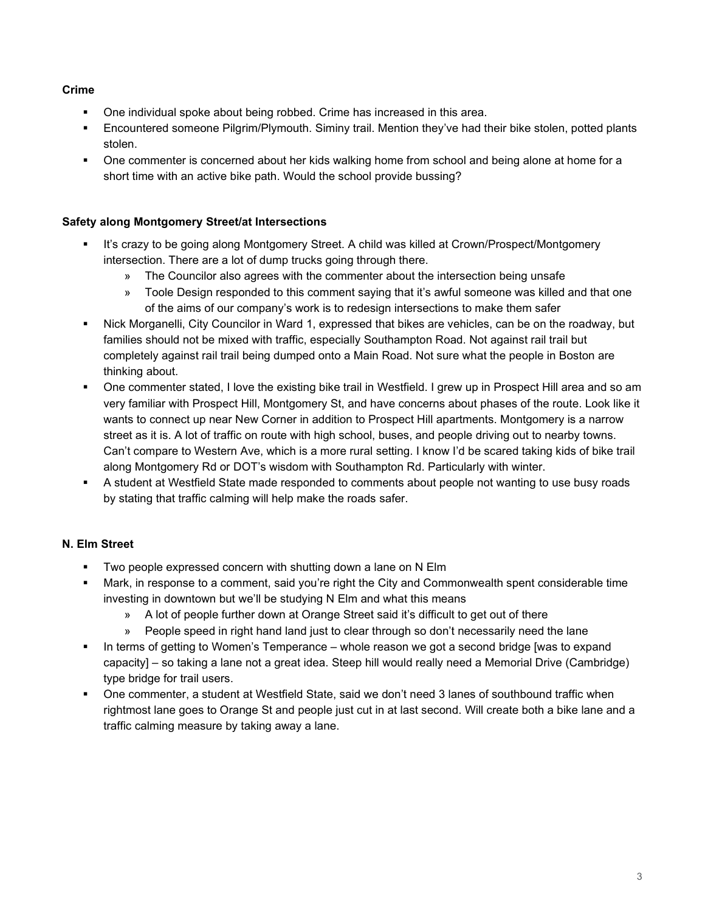**Crime**

- One individual spoke about being robbed. Crime has increased in this area.
- Encountered someone Pilgrim/Plymouth. Siminy trail. Mention they've had their bike stolen, potted plants stolen.
- One commenter is concerned about her kids walking home from school and being alone at home for a short time with an active bike path. Would the school provide bussing?

**Safety along Montgomery Street/at Intersections**

- It's crazy to be going along Montgomery Street. A child was killed at Crown/Prospect/Montgomery intersection. There are a lot of dump trucks going through there.
  - The Councilor also agrees with the commenter about the intersection being unsafe
  - Toole Design responded to this comment saying that it's awful someone was killed and that one of the aims of our company's work is to redesign intersections to make them safer
- Nick Morganelli, City Councilor in Ward 1, expressed that bikes are vehicles, can be on the roadway, but families should not be mixed with traffic, especially Southampton Road. Not against rail trail but completely against rail trail being dumped onto a Main Road. Not sure what the people in Boston are thinking about.
- One commenter stated, I love the existing bike trail in Westfield. I grew up in Prospect Hill area and so am very familiar with Prospect Hill, Montgomery St, and have concerns about phases of the route. Look like it wants to connect up near New Corner in addition to Prospect Hill apartments. Montgomery is a narrow street as it is. A lot of traffic on route with high school, buses, and people driving out to nearby towns. Can't compare to Western Ave, which is a more rural setting. I know I'd be scared taking kids of bike trail along Montgomery Rd or DOT's wisdom with Southampton Rd. Particularly with winter.
- A student at Westfield State made responded to comments about people not wanting to use busy roads by stating that traffic calming will help make the roads safer.

**N. Elm Street**

- Two people expressed concern with shutting down a lane on N Elm
- Mark, in response to a comment, said you're right the City and Commonwealth spent considerable time investing in downtown but we'll be studying N Elm and what this means
  - A lot of people further down at Orange Street said it's difficult to get out of there
  - People speed in right hand land just to clear through so don't necessarily need the lane
- In terms of getting to Women's Temperance – whole reason we got a second bridge [was to expand capacity] – so taking a lane not a great idea. Steep hill would really need a Memorial Drive (Cambridge) type bridge for trail users.
- One commenter, a student at Westfield State, said we don't need 3 lanes of southbound traffic when rightmost lane goes to Orange St and people just cut in at last second. Will create both a bike lane and a traffic calming measure by taking away a lane.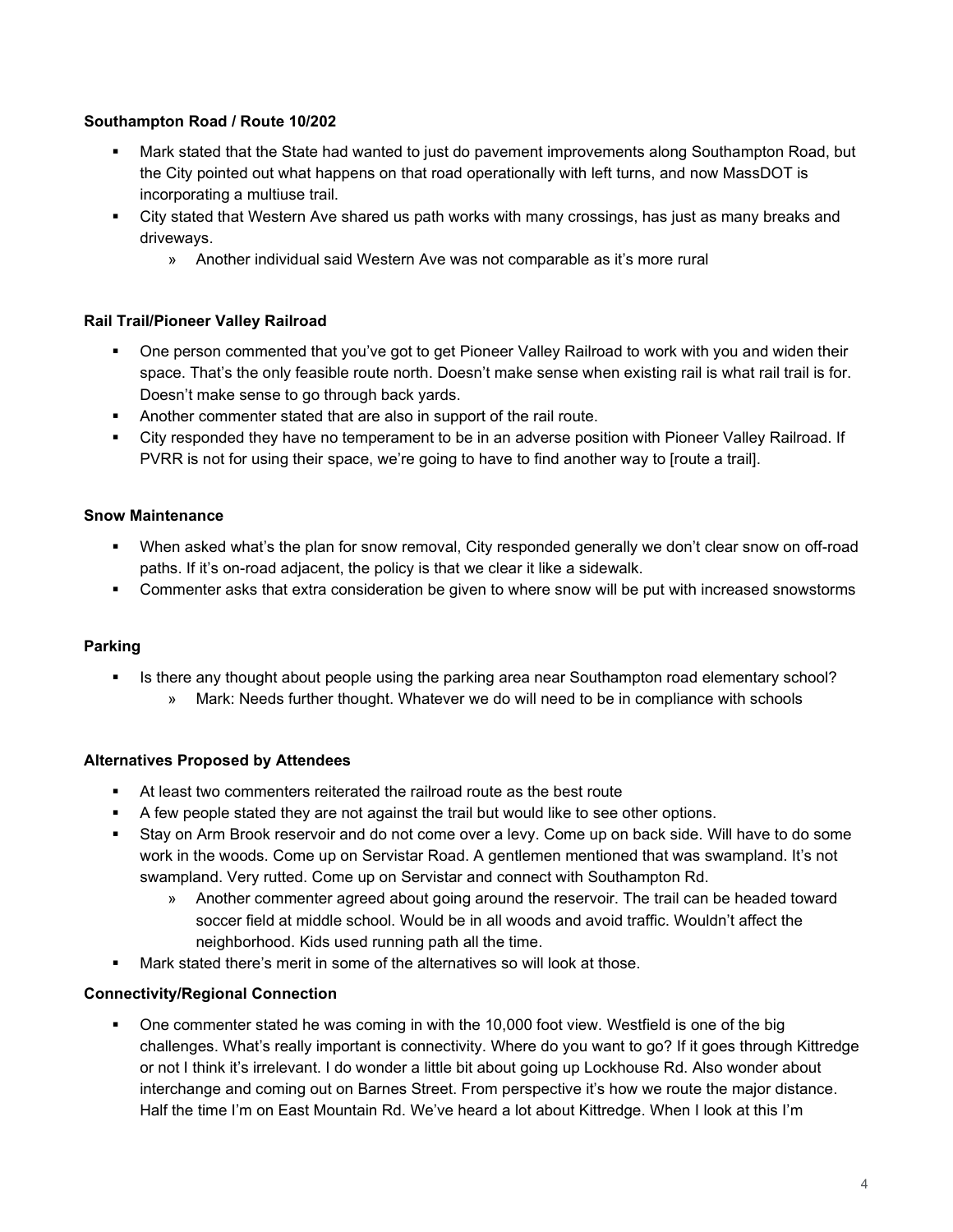**Southampton Road / Route 10/202**

- Mark stated that the State had wanted to just do pavement improvements along Southampton Road, but the City pointed out what happens on that road operationally with left turns, and now MassDOT is incorporating a multiuse trail.
- City stated that Western Ave shared us path works with many crossings, has just as many breaks and driveways.
  - Another individual said Western Ave was not comparable as it's more rural

**Rail Trail/Pioneer Valley Railroad**

- One person commented that you've got to get Pioneer Valley Railroad to work with you and widen their space. That's the only feasible route north. Doesn't make sense to go through back yards. Doesn't make sense when existing rail is what rail trail is for.
- Another commenter stated that are also in support of the rail route.
- City responded they have no temperament to be in an adverse position with Pioneer Valley Railroad. If PVRR is not for using their space, we're going to have to find another way to [route a trail].

**Snow Maintenance**

- When asked what's the plan for snow removal, City responded generally we don't clear snow on off-road paths. If it's on-road adjacent, the policy is that we clear it like a sidewalk.
- Commenter asks that extra consideration be given to where snow will be put with increased snowstorms

**Parking**

- Is there any thought about people using the parking area near Southampton road elementary school?
  - Mark: Needs further thought. Whatever we do will need to be in compliance with schools

**Alternatives Proposed by Attendees**

- At least two commenters reiterated the railroad route as the best route
- A few people stated they are not against the trail but would like to see other options.
- Stay on Arm Brook reservoir and do not come over a levy. Come up on back side. Will have to do some work in the woods. Come up on Servistar Road. A gentlemen mentioned that was swampland. It's not swampland. Very rutted. Come up on Servistar and connect with Southampton Rd.
  - Another commenter agreed about going around the reservoir. The trail can be headed toward soccer field at middle school. Would be in all woods and avoid traffic. Wouldn't affect the neighborhood. Kids used running path all the time.
- Mark stated there's merit in some of the alternatives so will look at those.

**Connectivity/Regional Connection**

- One commenter stated he was coming in with the 10,000 foot view. Westfield is one of the big challenges. What's really important is connectivity. Where do you want to go? If it goes through Kittredge or not I think it's irrelevant. I do wonder a little bit about going up Lockhouse Rd. Also wonder about interchange and coming out on Barnes Street. From perspective it's how we route the major distance. Half the time I'm on East Mountain Rd. We've heard a lot about Kittredge. When I look at this I'm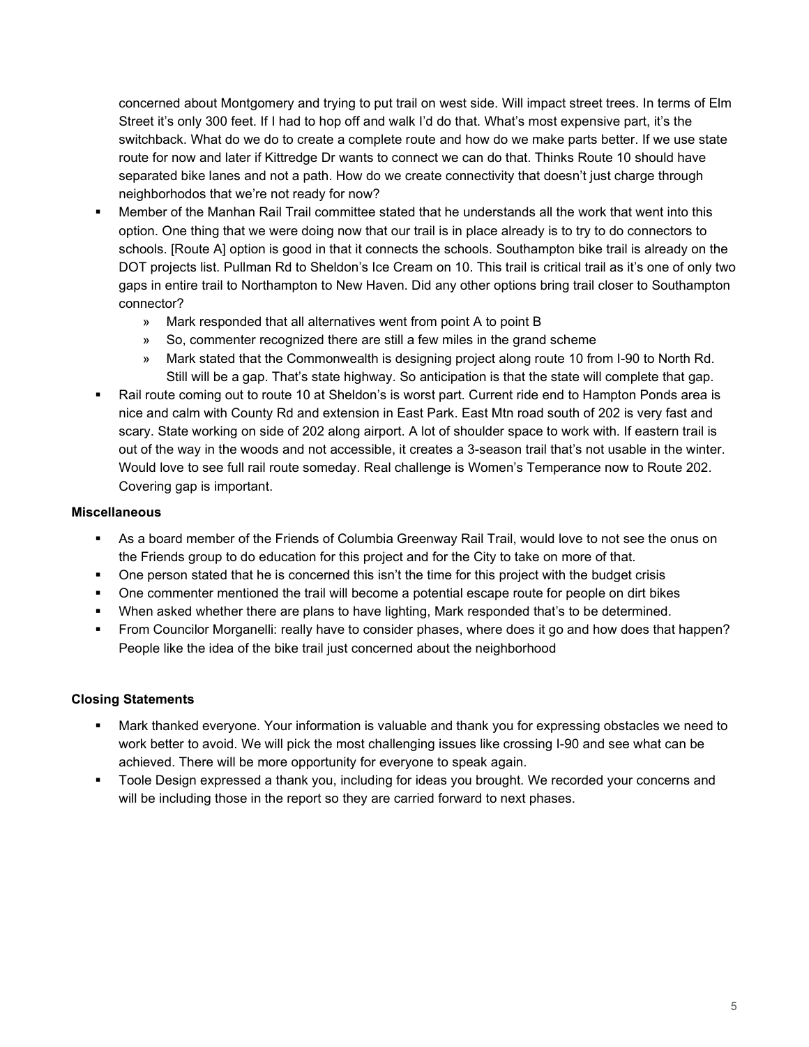concerned about Montgomery and trying to put trail on west side. Will impact street trees. In terms of Elm Street it's only 300 feet. If I had to hop off and walk I'd do that. What's most expensive part, it's the switchback. What do we do to create a complete route and how do we make parts better. If we use state route for now and later if Kittredge Dr wants to connect we can do that. Thinks Route 10 should have separated bike lanes and not a path. How do we create connectivity that doesn't just charge through neighborhodos that we're not ready for now?

- Member of the Manhan Rail Trail committee stated that he understands all the work that went into this option. One thing that we were doing now that our trail is in place already is to try to do connectors to schools. [Route A] option is good in that it connects the schools. Southampton bike trail is already on the DOT projects list. Pullman Rd to Sheldon's Ice Cream on 10. This trail is critical trail as it's one of only two gaps in entire trail to Northampton to New Haven. Did any other options bring trail closer to Southampton connector?
    - Mark responded that all alternatives went from point A to point B
    - So, commenter recognized there are still a few miles in the grand scheme
    - Mark stated that the Commonwealth is designing project along route 10 from I-90 to North Rd. Still will be a gap. That's state highway. So anticipation is that the state will complete that gap.
- Rail route coming out to route 10 at Sheldon's is worst part. Current ride end to Hampton Ponds area is nice and calm with County Rd and extension in East Park. East Mtn road south of 202 is very fast and scary. State working on side of 202 along airport. A lot of shoulder space to work with. If eastern trail is out of the way in the woods and not accessible, it creates a 3-season trail that's not usable in the winter. Would love to see full rail route someday. Real challenge is Women's Temperance now to Route 202. Covering gap is important.

### Miscellaneous

- As a board member of the Friends of Columbia Greenway Rail Trail, would love to not see the onus on the Friends group to do education for this project and for the City to take on more of that.
- One person stated that he is concerned this isn't the time for this project with the budget crisis
- One commenter mentioned the trail will become a potential escape route for people on dirt bikes
- When asked whether there are plans to have lighting, Mark responded that's to be determined.
- From Councilor Morganelli: really have to consider phases, where does it go and how does that happen? People like the idea of the bike trail just concerned about the neighborhood

### Closing Statements

- Mark thanked everyone. Your information is valuable and thank you for expressing obstacles we need to work better to avoid. We will pick the most challenging issues like crossing I-90 and see what can be achieved. There will be more opportunity for everyone to speak again.
- Toole Design expressed a thank you, including for ideas you brought. We recorded your concerns and will be including those in the report so they are carried forward to next phases.